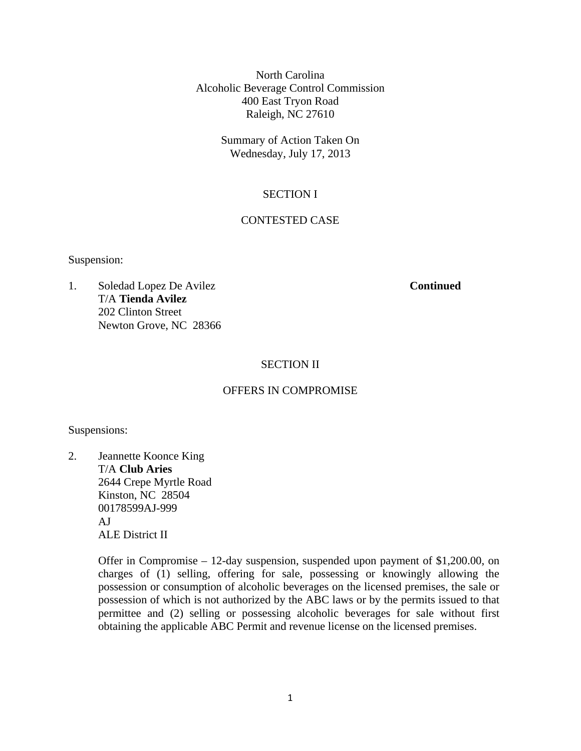North Carolina
Alcoholic Beverage Control Commission
400 East Tryon Road
Raleigh, NC 27610

Summary of Action Taken On
Wednesday, July 17, 2013

## SECTION I

## CONTESTED CASE

Suspension:

1. Soledad Lopez De Avilez **Continued**
   T/A **Tienda Avilez**
   202 Clinton Street
   Newton Grove, NC 28366

## SECTION II

## OFFERS IN COMPROMISE

Suspensions:

2. Jeannette Koonce King
   T/A **Club Aries**
   2644 Crepe Myrtle Road
   Kinston, NC 28504
   00178599AJ-999
   AJ
   ALE District II

   Offer in Compromise – 12-day suspension, suspended upon payment of $1,200.00, on charges of (1) selling, offering for sale, possessing or knowingly allowing the possession or consumption of alcoholic beverages on the licensed premises, the sale or possession of which is not authorized by the ABC laws or by the permits issued to that permittee and (2) selling or possessing alcoholic beverages for sale without first obtaining the applicable ABC Permit and revenue license on the licensed premises.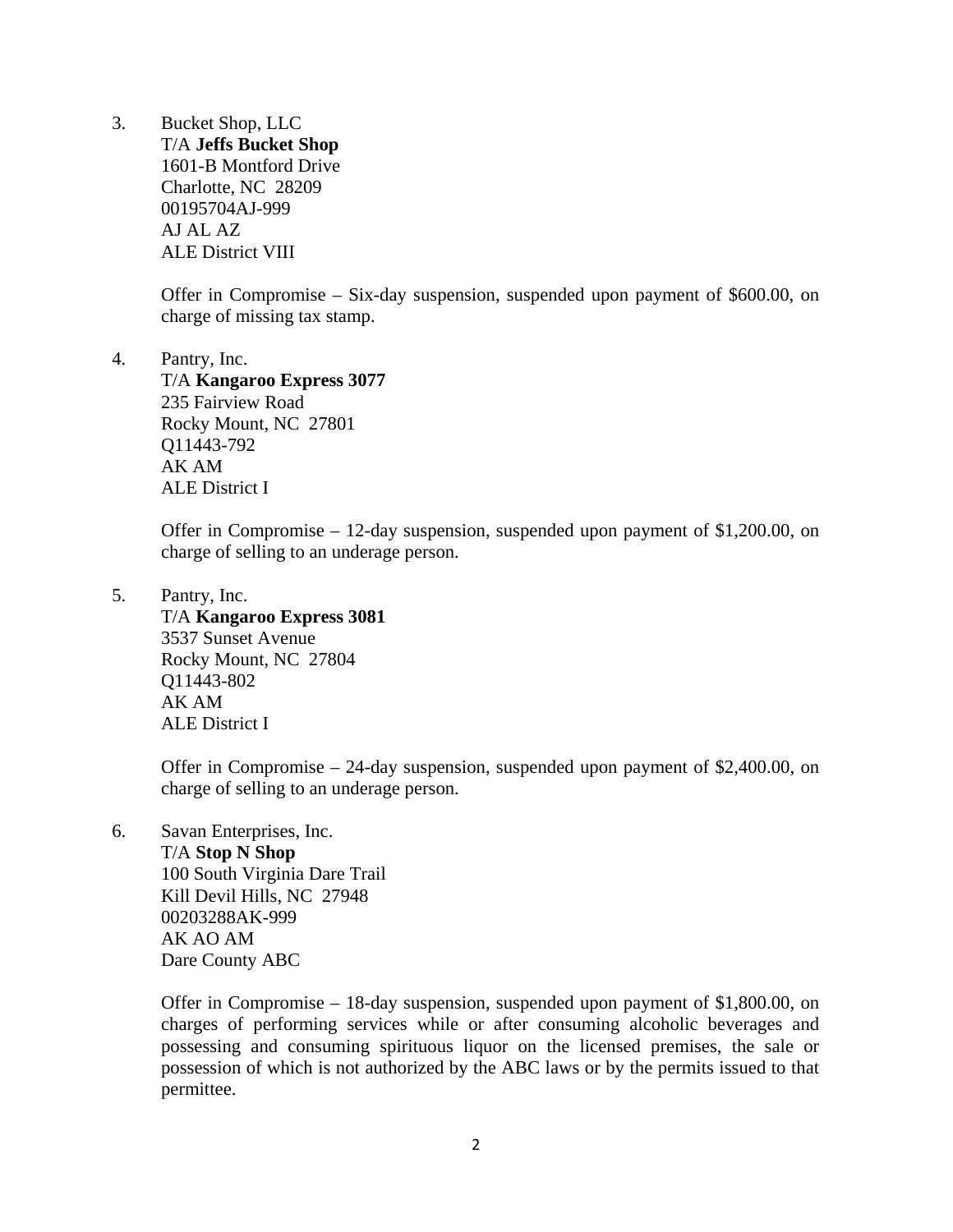3. Bucket Shop, LLC
   T/A **Jeffs Bucket Shop**
   1601-B Montford Drive
   Charlotte, NC 28209
   00195704AJ-999
   AJ AL AZ
   ALE District VIII

   Offer in Compromise – Six-day suspension, suspended upon payment of $600.00, on charge of missing tax stamp.

4. Pantry, Inc.
   T/A **Kangaroo Express 3077**
   235 Fairview Road
   Rocky Mount, NC 27801
   Q11443-792
   AK AM
   ALE District I

   Offer in Compromise – 12-day suspension, suspended upon payment of $1,200.00, on charge of selling to an underage person.

5. Pantry, Inc.
   T/A **Kangaroo Express 3081**
   3537 Sunset Avenue
   Rocky Mount, NC 27804
   Q11443-802
   AK AM
   ALE District I

   Offer in Compromise – 24-day suspension, suspended upon payment of $2,400.00, on charge of selling to an underage person.

6. Savan Enterprises, Inc.
   T/A **Stop N Shop**
   100 South Virginia Dare Trail
   Kill Devil Hills, NC 27948
   00203288AK-999
   AK AO AM
   Dare County ABC

   Offer in Compromise – 18-day suspension, suspended upon payment of $1,800.00, on charges of performing services while or after consuming alcoholic beverages and possessing and consuming spirituous liquor on the licensed premises, the sale or possession of which is not authorized by the ABC laws or by the permits issued to that permittee.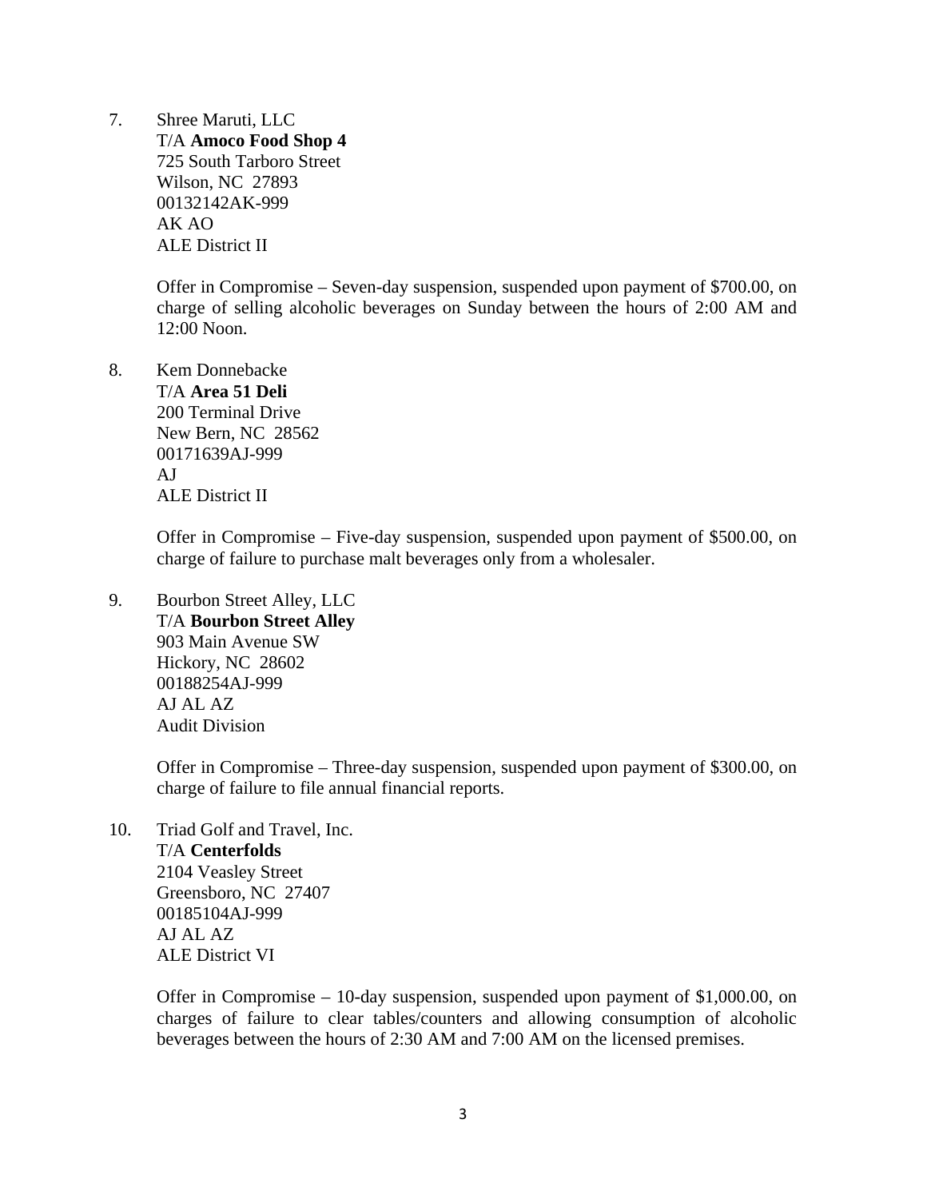7. Shree Maruti, LLC
   T/A **Amoco Food Shop 4**
   725 South Tarboro Street
   Wilson, NC 27893
   00132142AK-999
   AK AO
   ALE District II

   Offer in Compromise – Seven-day suspension, suspended upon payment of $700.00, on charge of selling alcoholic beverages on Sunday between the hours of 2:00 AM and 12:00 Noon.

8. Kem Donnebacke
   T/A **Area 51 Deli**
   200 Terminal Drive
   New Bern, NC 28562
   00171639AJ-999
   AJ
   ALE District II

   Offer in Compromise – Five-day suspension, suspended upon payment of $500.00, on charge of failure to purchase malt beverages only from a wholesaler.

9. Bourbon Street Alley, LLC
   T/A **Bourbon Street Alley**
   903 Main Avenue SW
   Hickory, NC 28602
   00188254AJ-999
   AJ AL AZ
   Audit Division

   Offer in Compromise – Three-day suspension, suspended upon payment of $300.00, on charge of failure to file annual financial reports.

10. Triad Golf and Travel, Inc.
    T/A **Centerfolds**
    2104 Veasley Street
    Greensboro, NC 27407
    00185104AJ-999
    AJ AL AZ
    ALE District VI

    Offer in Compromise – 10-day suspension, suspended upon payment of $1,000.00, on charges of failure to clear tables/counters and allowing consumption of alcoholic beverages between the hours of 2:30 AM and 7:00 AM on the licensed premises.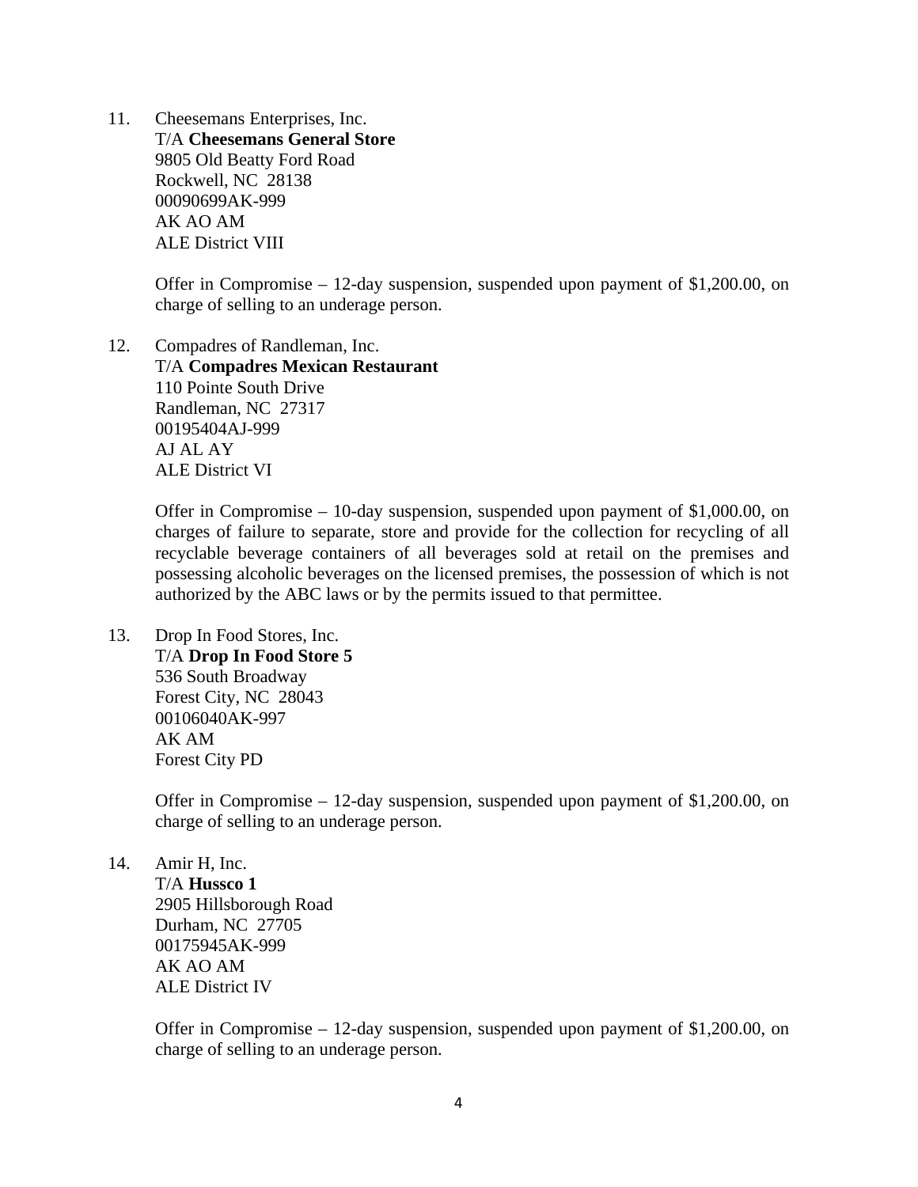11. Cheesemans Enterprises, Inc.
    T/A **Cheesemans General Store**
    9805 Old Beatty Ford Road
    Rockwell, NC 28138
    00090699AK-999
    AK AO AM
    ALE District VIII

    Offer in Compromise – 12-day suspension, suspended upon payment of $1,200.00, on charge of selling to an underage person.

12. Compadres of Randleman, Inc.
    T/A **Compadres Mexican Restaurant**
    110 Pointe South Drive
    Randleman, NC 27317
    00195404AJ-999
    AJ AL AY
    ALE District VI

    Offer in Compromise – 10-day suspension, suspended upon payment of $1,000.00, on charges of failure to separate, store and provide for the collection for recycling of all recyclable beverage containers of all beverages sold at retail on the premises and possessing alcoholic beverages on the licensed premises, the possession of which is not authorized by the ABC laws or by the permits issued to that permittee.

13. Drop In Food Stores, Inc.
    T/A **Drop In Food Store 5**
    536 South Broadway
    Forest City, NC 28043
    00106040AK-997
    AK AM
    Forest City PD

    Offer in Compromise – 12-day suspension, suspended upon payment of $1,200.00, on charge of selling to an underage person.

14. Amir H, Inc.
    T/A **Hussco 1**
    2905 Hillsborough Road
    Durham, NC 27705
    00175945AK-999
    AK AO AM
    ALE District IV

    Offer in Compromise – 12-day suspension, suspended upon payment of $1,200.00, on charge of selling to an underage person.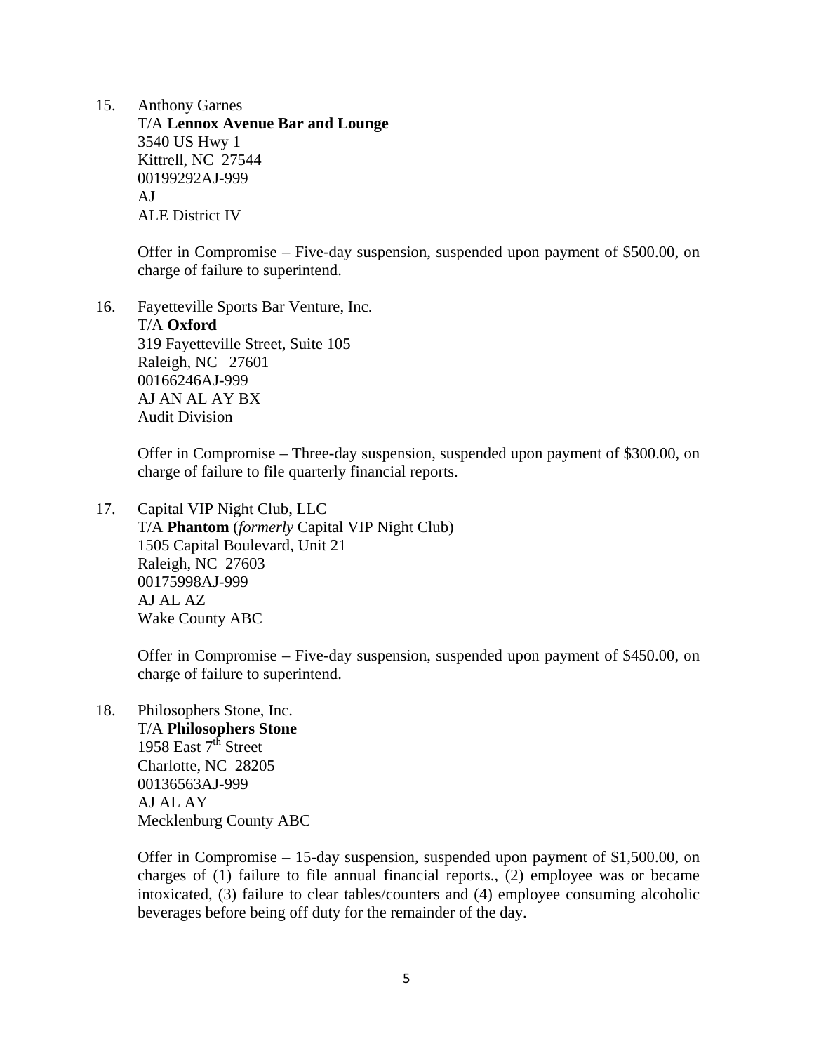15. Anthony Garnes  
T/A **Lennox Avenue Bar and Lounge**  
3540 US Hwy 1  
Kittrell, NC 27544  
00199292AJ-999  
AJ  
ALE District IV

    Offer in Compromise – Five-day suspension, suspended upon payment of $500.00, on charge of failure to superintend.

16. Fayetteville Sports Bar Venture, Inc.  
T/A **Oxford**  
319 Fayetteville Street, Suite 105  
Raleigh, NC 27601  
00166246AJ-999  
AJ AN AL AY BX  
Audit Division

    Offer in Compromise – Three-day suspension, suspended upon payment of $300.00, on charge of failure to file quarterly financial reports.

17. Capital VIP Night Club, LLC  
T/A **Phantom** (*formerly* Capital VIP Night Club)  
1505 Capital Boulevard, Unit 21  
Raleigh, NC 27603  
00175998AJ-999  
AJ AL AZ  
Wake County ABC

    Offer in Compromise – Five-day suspension, suspended upon payment of $450.00, on charge of failure to superintend.

18. Philosophers Stone, Inc.  
T/A **Philosophers Stone**  
1958 East 7th Street  
Charlotte, NC 28205  
00136563AJ-999  
AJ AL AY  
Mecklenburg County ABC

    Offer in Compromise – 15-day suspension, suspended upon payment of $1,500.00, on charges of (1) failure to file annual financial reports., (2) employee was or became intoxicated, (3) failure to clear tables/counters and (4) employee consuming alcoholic beverages before being off duty for the remainder of the day.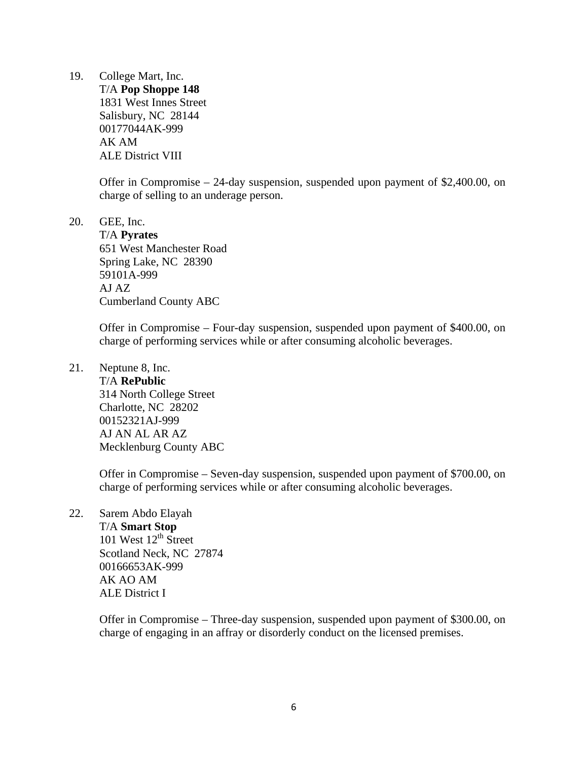19. College Mart, Inc.
    T/A **Pop Shoppe 148**
    1831 West Innes Street
    Salisbury, NC 28144
    00177044AK-999
    AK AM
    ALE District VIII

    Offer in Compromise – 24-day suspension, suspended upon payment of $2,400.00, on charge of selling to an underage person.

20. GEE, Inc.
    T/A **Pyrates**
    651 West Manchester Road
    Spring Lake, NC 28390
    59101A-999
    AJ AZ
    Cumberland County ABC

    Offer in Compromise – Four-day suspension, suspended upon payment of $400.00, on charge of performing services while or after consuming alcoholic beverages.

21. Neptune 8, Inc.
    T/A **RePublic**
    314 North College Street
    Charlotte, NC 28202
    00152321AJ-999
    AJ AN AL AR AZ
    Mecklenburg County ABC

    Offer in Compromise – Seven-day suspension, suspended upon payment of $700.00, on charge of performing services while or after consuming alcoholic beverages.

22. Sarem Abdo Elayah
    T/A **Smart Stop**
    101 West 12th Street
    Scotland Neck, NC 27874
    00166653AK-999
    AK AO AM
    ALE District I

    Offer in Compromise – Three-day suspension, suspended upon payment of $300.00, on charge of engaging in an affray or disorderly conduct on the licensed premises.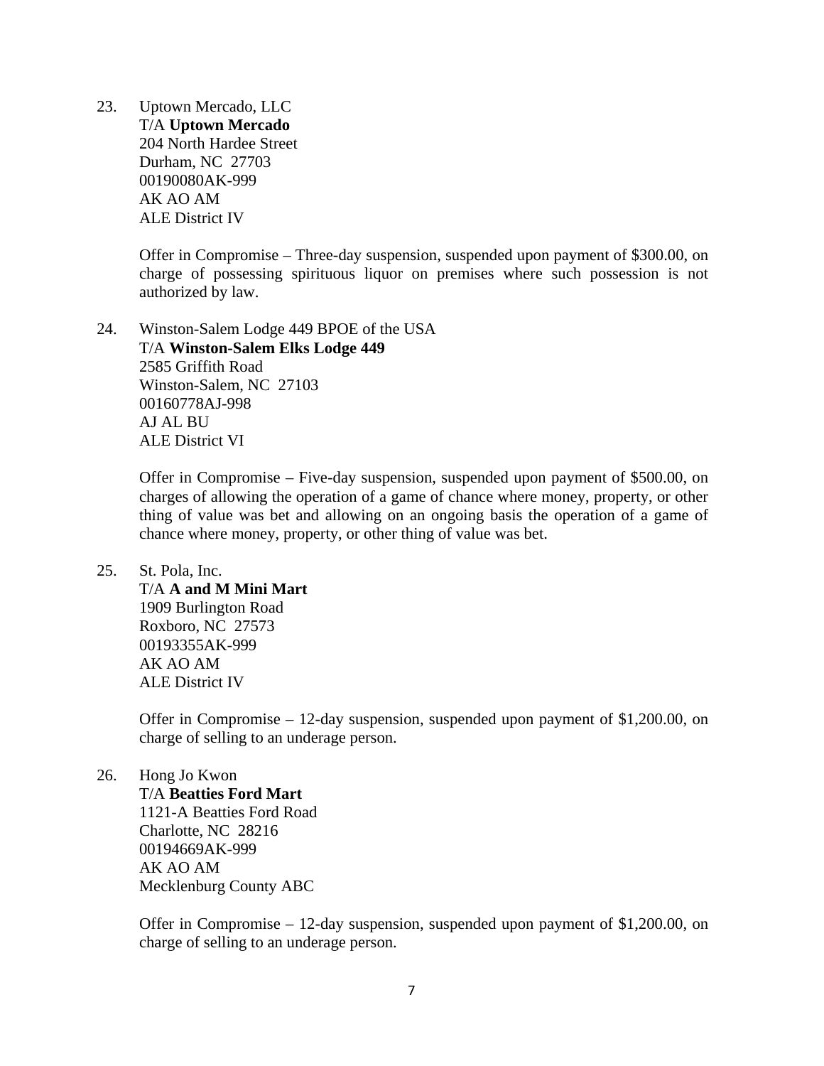23. Uptown Mercado, LLC
    T/A **Uptown Mercado**
    204 North Hardee Street
    Durham, NC 27703
    00190080AK-999
    AK AO AM
    ALE District IV

    Offer in Compromise – Three-day suspension, suspended upon payment of $300.00, on charge of possessing spirituous liquor on premises where such possession is not authorized by law.

24. Winston-Salem Lodge 449 BPOE of the USA
    T/A **Winston-Salem Elks Lodge 449**
    2585 Griffith Road
    Winston-Salem, NC 27103
    00160778AJ-998
    AJ AL BU
    ALE District VI

    Offer in Compromise – Five-day suspension, suspended upon payment of $500.00, on charges of allowing the operation of a game of chance where money, property, or other thing of value was bet and allowing on an ongoing basis the operation of a game of chance where money, property, or other thing of value was bet.

25. St. Pola, Inc.
    T/A **A and M Mini Mart**
    1909 Burlington Road
    Roxboro, NC 27573
    00193355AK-999
    AK AO AM
    ALE District IV

    Offer in Compromise – 12-day suspension, suspended upon payment of $1,200.00, on charge of selling to an underage person.

26. Hong Jo Kwon
    T/A **Beatties Ford Mart**
    1121-A Beatties Ford Road
    Charlotte, NC 28216
    00194669AK-999
    AK AO AM
    Mecklenburg County ABC

    Offer in Compromise – 12-day suspension, suspended upon payment of $1,200.00, on charge of selling to an underage person.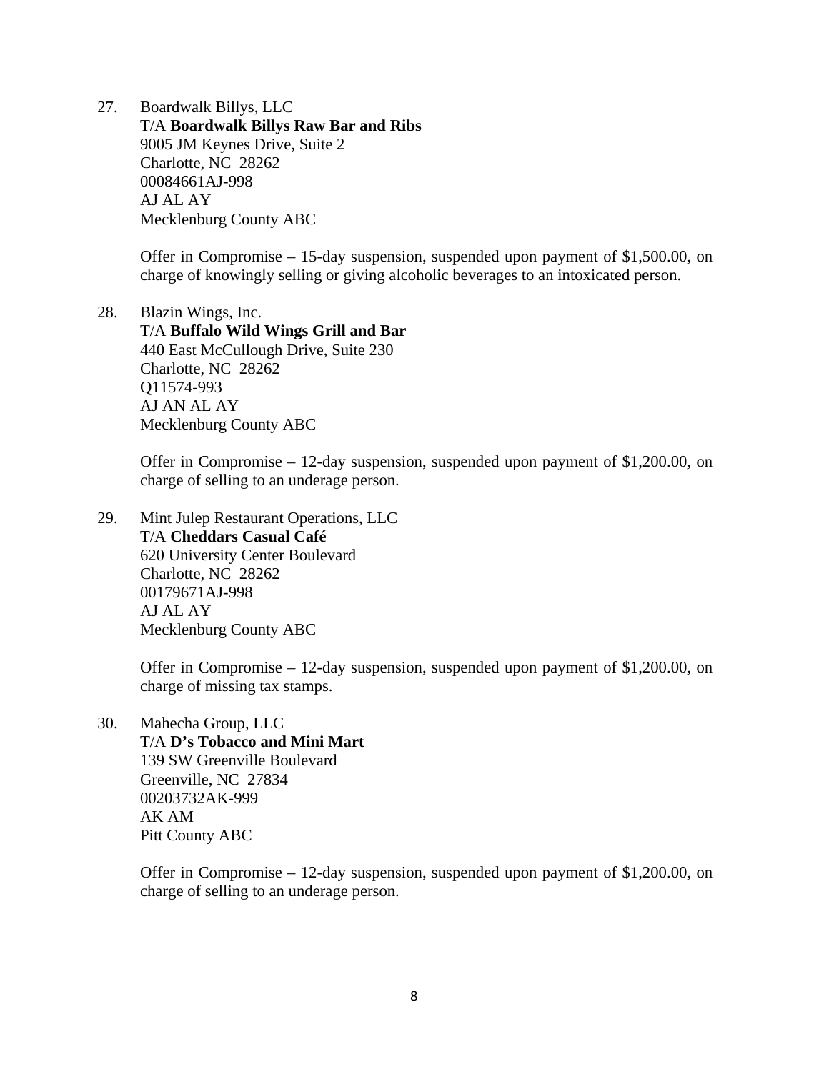27. Boardwalk Billys, LLC
    T/A **Boardwalk Billys Raw Bar and Ribs**
    9005 JM Keynes Drive, Suite 2
    Charlotte, NC 28262
    00084661AJ-998
    AJ AL AY
    Mecklenburg County ABC

    Offer in Compromise – 15-day suspension, suspended upon payment of $1,500.00, on charge of knowingly selling or giving alcoholic beverages to an intoxicated person.

28. Blazin Wings, Inc.
    T/A **Buffalo Wild Wings Grill and Bar**
    440 East McCullough Drive, Suite 230
    Charlotte, NC 28262
    Q11574-993
    AJ AN AL AY
    Mecklenburg County ABC

    Offer in Compromise – 12-day suspension, suspended upon payment of $1,200.00, on charge of selling to an underage person.

29. Mint Julep Restaurant Operations, LLC
    T/A **Cheddars Casual Café**
    620 University Center Boulevard
    Charlotte, NC 28262
    00179671AJ-998
    AJ AL AY
    Mecklenburg County ABC

    Offer in Compromise – 12-day suspension, suspended upon payment of $1,200.00, on charge of missing tax stamps.

30. Mahecha Group, LLC
    T/A **D's Tobacco and Mini Mart**
    139 SW Greenville Boulevard
    Greenville, NC 27834
    00203732AK-999
    AK AM
    Pitt County ABC

    Offer in Compromise – 12-day suspension, suspended upon payment of $1,200.00, on charge of selling to an underage person.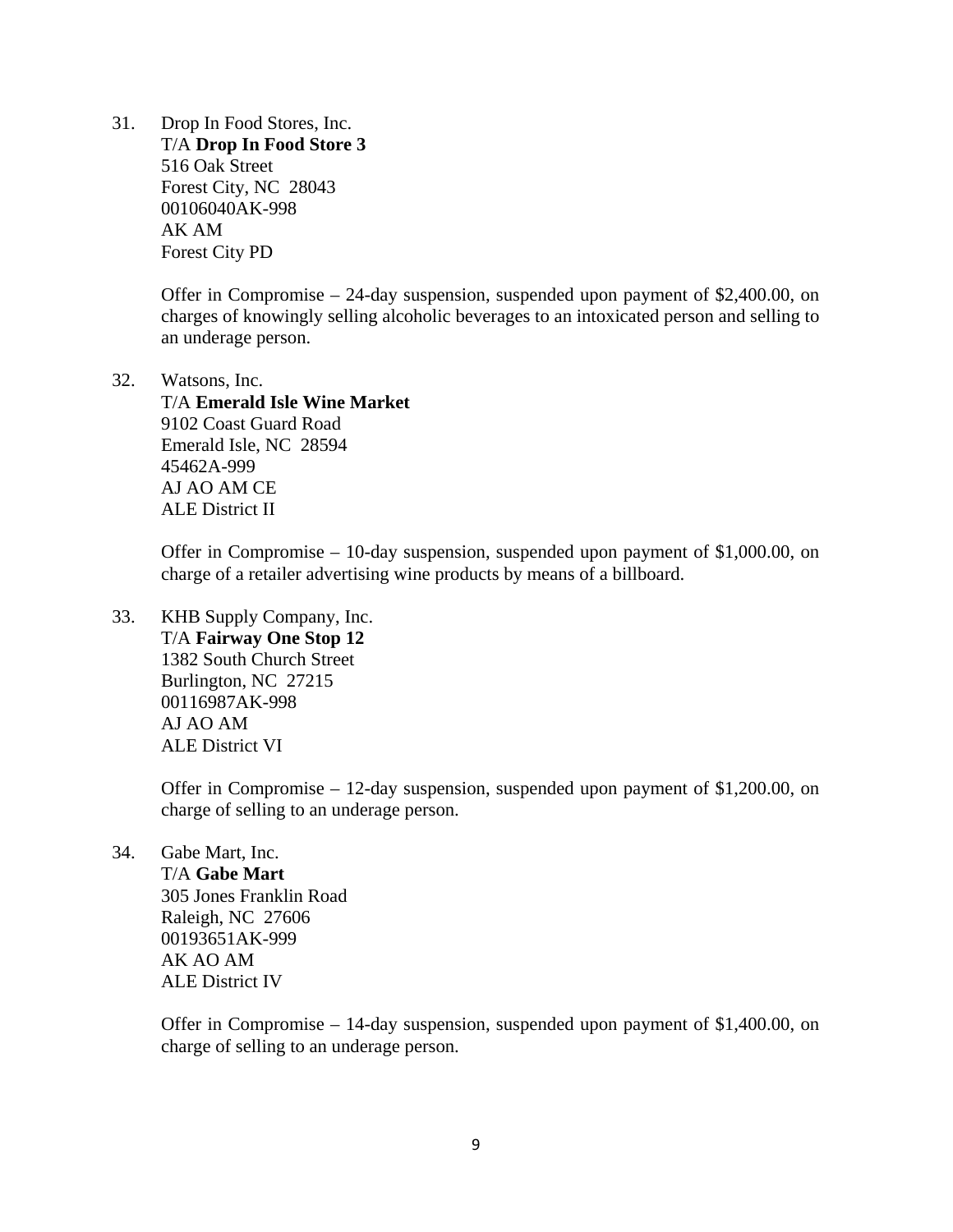31. Drop In Food Stores, Inc.
    T/A **Drop In Food Store 3**
    516 Oak Street
    Forest City, NC  28043
    00106040AK-998
    AK AM
    Forest City PD

    Offer in Compromise – 24-day suspension, suspended upon payment of $2,400.00, on charges of knowingly selling alcoholic beverages to an intoxicated person and selling to an underage person.

32. Watsons, Inc.
    T/A **Emerald Isle Wine Market**
    9102 Coast Guard Road
    Emerald Isle, NC  28594
    45462A-999
    AJ AO AM CE
    ALE District II

    Offer in Compromise – 10-day suspension, suspended upon payment of $1,000.00, on charge of a retailer advertising wine products by means of a billboard.

33. KHB Supply Company, Inc.
    T/A **Fairway One Stop 12**
    1382 South Church Street
    Burlington, NC  27215
    00116987AK-998
    AJ AO AM
    ALE District VI

    Offer in Compromise – 12-day suspension, suspended upon payment of $1,200.00, on charge of selling to an underage person.

34. Gabe Mart, Inc.
    T/A **Gabe Mart**
    305 Jones Franklin Road
    Raleigh, NC  27606
    00193651AK-999
    AK AO AM
    ALE District IV

    Offer in Compromise – 14-day suspension, suspended upon payment of $1,400.00, on charge of selling to an underage person.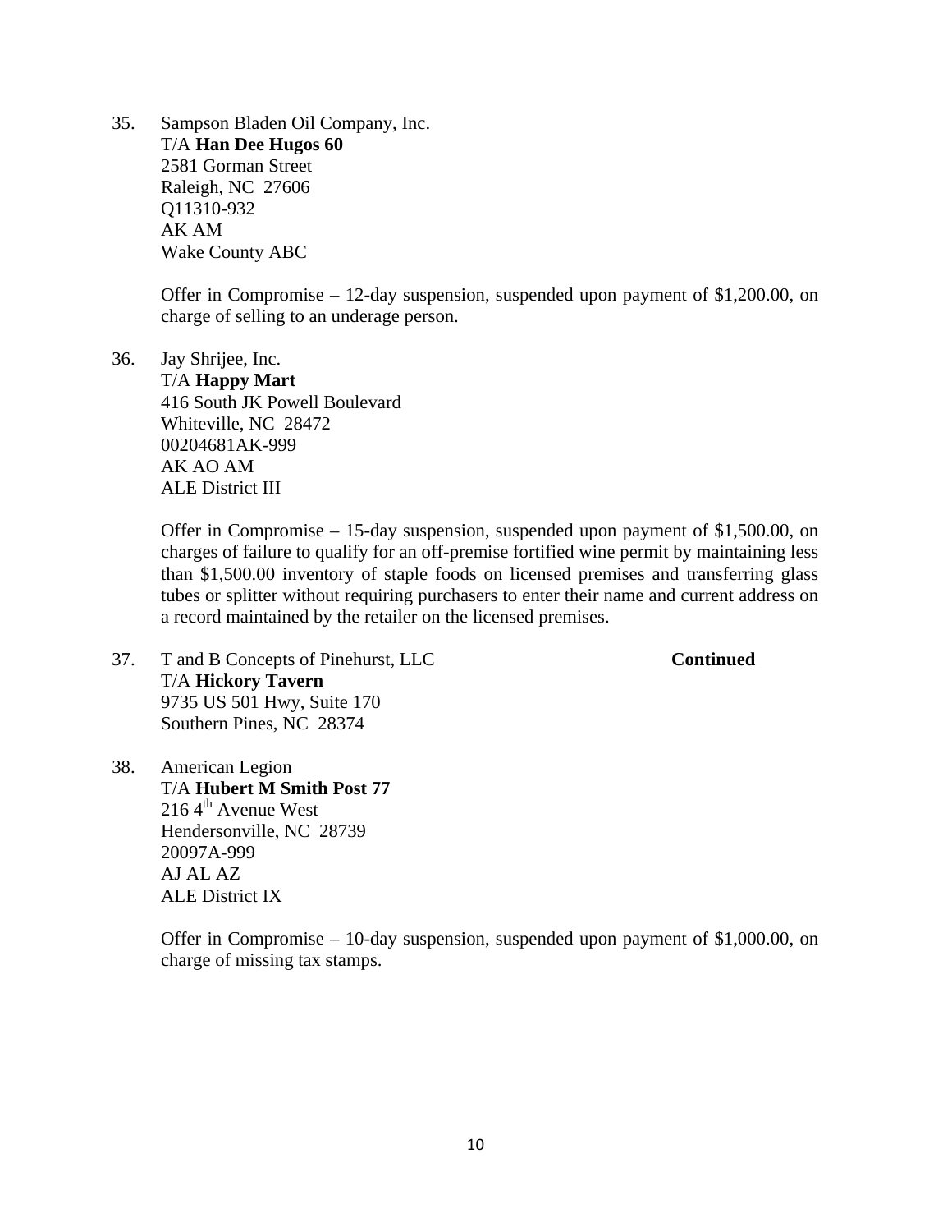35. Sampson Bladen Oil Company, Inc.
    T/A **Han Dee Hugos 60**
    2581 Gorman Street
    Raleigh, NC 27606
    Q11310-932
    AK AM
    Wake County ABC

    Offer in Compromise – 12-day suspension, suspended upon payment of $1,200.00, on charge of selling to an underage person.

36. Jay Shrijee, Inc.
    T/A **Happy Mart**
    416 South JK Powell Boulevard
    Whiteville, NC 28472
    00204681AK-999
    AK AO AM
    ALE District III

    Offer in Compromise – 15-day suspension, suspended upon payment of $1,500.00, on charges of failure to qualify for an off-premise fortified wine permit by maintaining less than $1,500.00 inventory of staple foods on licensed premises and transferring glass tubes or splitter without requiring purchasers to enter their name and current address on a record maintained by the retailer on the licensed premises.

37. T and B Concepts of Pinehurst, LLC **Continued**
    T/A **Hickory Tavern**
    9735 US 501 Hwy, Suite 170
    Southern Pines, NC 28374

38. American Legion
    T/A **Hubert M Smith Post 77**
    216 4th Avenue West
    Hendersonville, NC 28739
    20097A-999
    AJ AL AZ
    ALE District IX

    Offer in Compromise – 10-day suspension, suspended upon payment of $1,000.00, on charge of missing tax stamps.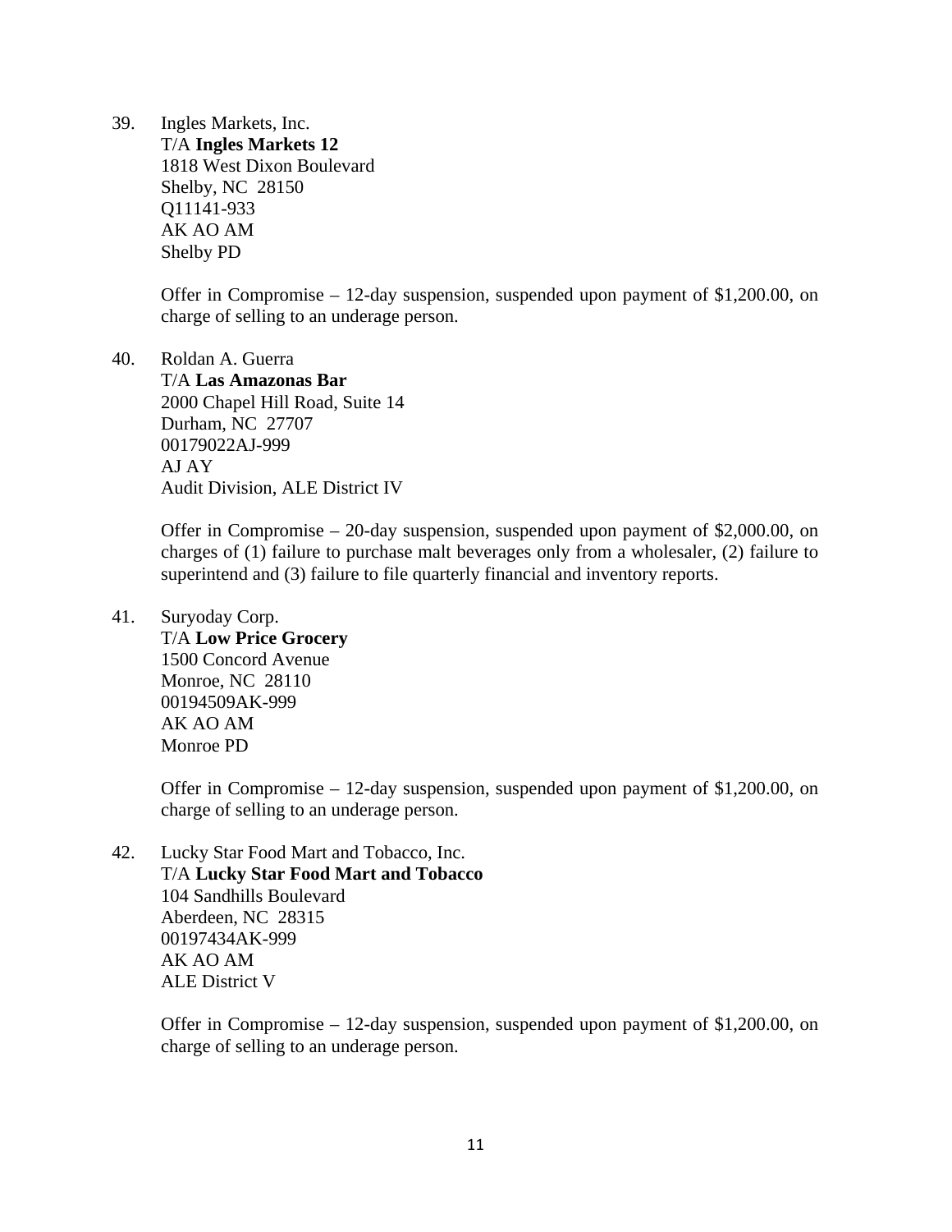39. Ingles Markets, Inc.
    T/A **Ingles Markets 12**
    1818 West Dixon Boulevard
    Shelby, NC 28150
    Q11141-933
    AK AO AM
    Shelby PD

    Offer in Compromise – 12-day suspension, suspended upon payment of $1,200.00, on charge of selling to an underage person.

40. Roldan A. Guerra
    T/A **Las Amazonas Bar**
    2000 Chapel Hill Road, Suite 14
    Durham, NC 27707
    00179022AJ-999
    AJ AY
    Audit Division, ALE District IV

    Offer in Compromise – 20-day suspension, suspended upon payment of $2,000.00, on charges of (1) failure to purchase malt beverages only from a wholesaler, (2) failure to superintend and (3) failure to file quarterly financial and inventory reports.

41. Suryoday Corp.
    T/A **Low Price Grocery**
    1500 Concord Avenue
    Monroe, NC 28110
    00194509AK-999
    AK AO AM
    Monroe PD

    Offer in Compromise – 12-day suspension, suspended upon payment of $1,200.00, on charge of selling to an underage person.

42. Lucky Star Food Mart and Tobacco, Inc.
    T/A **Lucky Star Food Mart and Tobacco**
    104 Sandhills Boulevard
    Aberdeen, NC 28315
    00197434AK-999
    AK AO AM
    ALE District V

    Offer in Compromise – 12-day suspension, suspended upon payment of $1,200.00, on charge of selling to an underage person.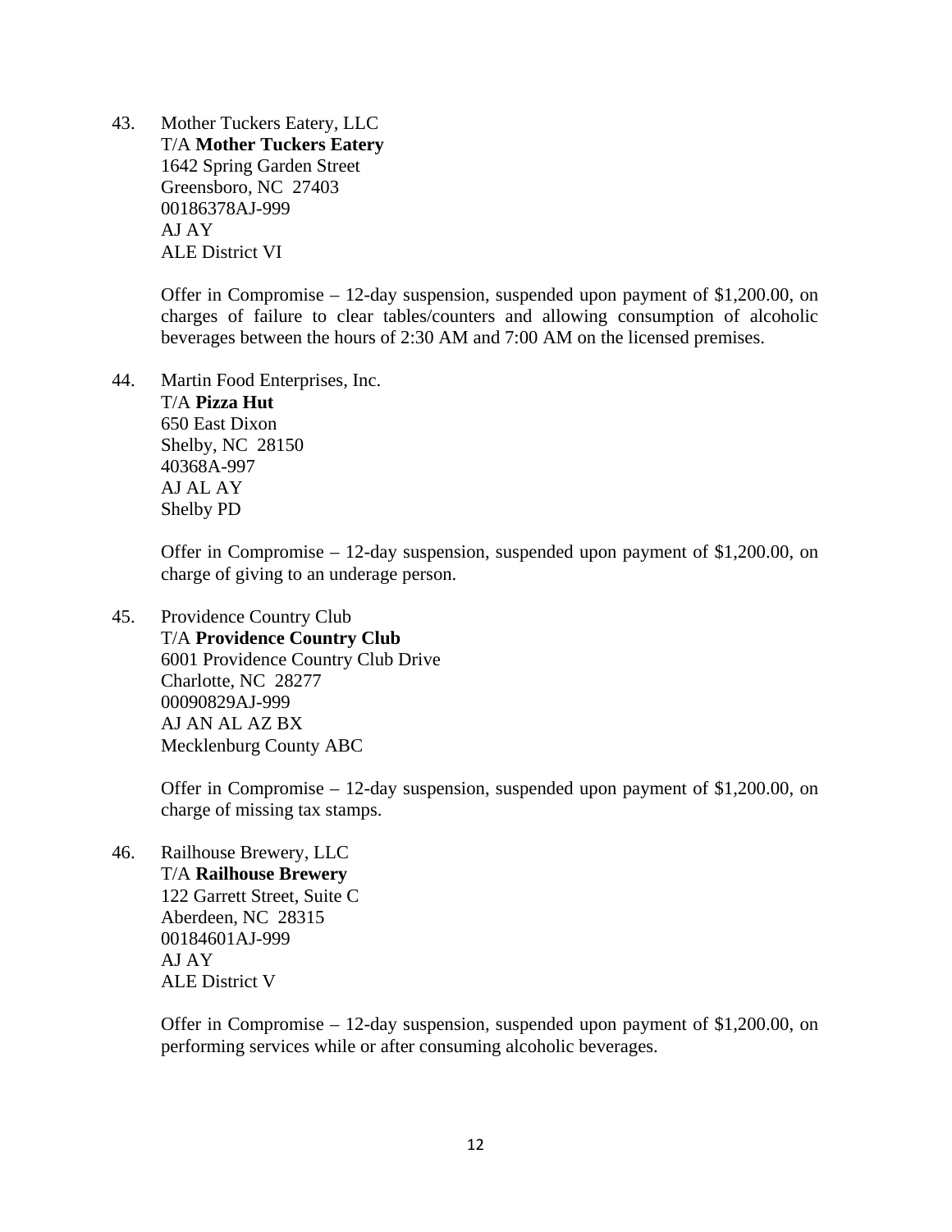43. Mother Tuckers Eatery, LLC
    T/A **Mother Tuckers Eatery**
    1642 Spring Garden Street
    Greensboro, NC 27403
    00186378AJ-999
    AJ AY
    ALE District VI

    Offer in Compromise – 12-day suspension, suspended upon payment of $1,200.00, on charges of failure to clear tables/counters and allowing consumption of alcoholic beverages between the hours of 2:30 AM and 7:00 AM on the licensed premises.

44. Martin Food Enterprises, Inc.
    T/A **Pizza Hut**
    650 East Dixon
    Shelby, NC 28150
    40368A-997
    AJ AL AY
    Shelby PD

    Offer in Compromise – 12-day suspension, suspended upon payment of $1,200.00, on charge of giving to an underage person.

45. Providence Country Club
    T/A **Providence Country Club**
    6001 Providence Country Club Drive
    Charlotte, NC 28277
    00090829AJ-999
    AJ AN AL AZ BX
    Mecklenburg County ABC

    Offer in Compromise – 12-day suspension, suspended upon payment of $1,200.00, on charge of missing tax stamps.

46. Railhouse Brewery, LLC
    T/A **Railhouse Brewery**
    122 Garrett Street, Suite C
    Aberdeen, NC 28315
    00184601AJ-999
    AJ AY
    ALE District V

    Offer in Compromise – 12-day suspension, suspended upon payment of $1,200.00, on performing services while or after consuming alcoholic beverages.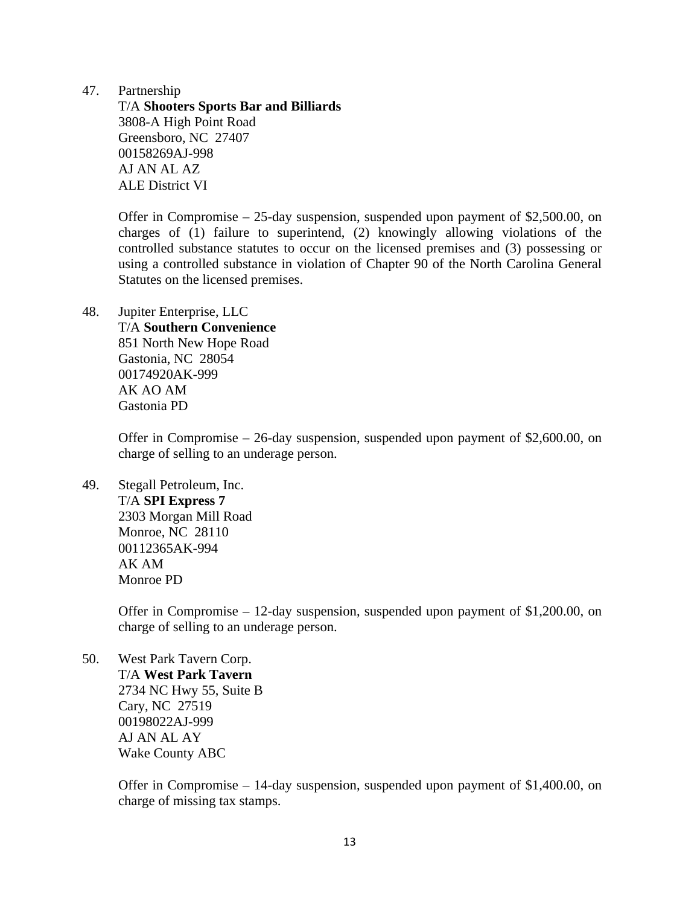47. Partnership
    T/A **Shooters Sports Bar and Billiards**
    3808-A High Point Road
    Greensboro, NC 27407
    00158269AJ-998
    AJ AN AL AZ
    ALE District VI

    Offer in Compromise – 25-day suspension, suspended upon payment of $2,500.00, on charges of (1) failure to superintend, (2) knowingly allowing violations of the controlled substance statutes to occur on the licensed premises and (3) possessing or using a controlled substance in violation of Chapter 90 of the North Carolina General Statutes on the licensed premises.

48. Jupiter Enterprise, LLC
    T/A **Southern Convenience**
    851 North New Hope Road
    Gastonia, NC 28054
    00174920AK-999
    AK AO AM
    Gastonia PD

    Offer in Compromise – 26-day suspension, suspended upon payment of $2,600.00, on charge of selling to an underage person.

49. Stegall Petroleum, Inc.
    T/A **SPI Express 7**
    2303 Morgan Mill Road
    Monroe, NC 28110
    00112365AK-994
    AK AM
    Monroe PD

    Offer in Compromise – 12-day suspension, suspended upon payment of $1,200.00, on charge of selling to an underage person.

50. West Park Tavern Corp.
    T/A **West Park Tavern**
    2734 NC Hwy 55, Suite B
    Cary, NC 27519
    00198022AJ-999
    AJ AN AL AY
    Wake County ABC

    Offer in Compromise – 14-day suspension, suspended upon payment of $1,400.00, on charge of missing tax stamps.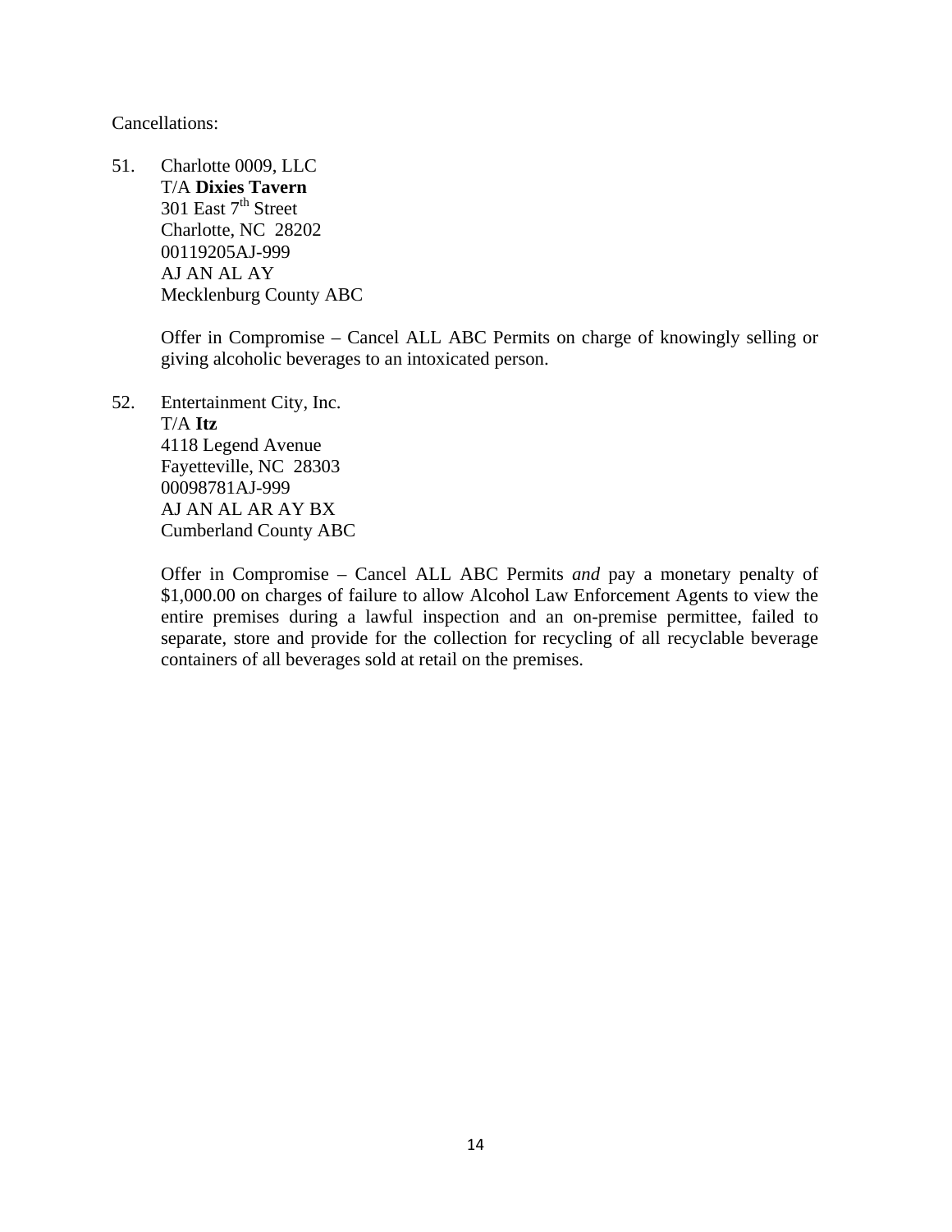Cancellations:

51. Charlotte 0009, LLC
    T/A **Dixies Tavern**
    301 East 7th Street
    Charlotte, NC 28202
    00119205AJ-999
    AJ AN AL AY
    Mecklenburg County ABC

    Offer in Compromise – Cancel ALL ABC Permits on charge of knowingly selling or giving alcoholic beverages to an intoxicated person.

52. Entertainment City, Inc.
    T/A **Itz**
    4118 Legend Avenue
    Fayetteville, NC 28303
    00098781AJ-999
    AJ AN AL AR AY BX
    Cumberland County ABC

    Offer in Compromise – Cancel ALL ABC Permits *and* pay a monetary penalty of $1,000.00 on charges of failure to allow Alcohol Law Enforcement Agents to view the entire premises during a lawful inspection and an on-premise permittee, failed to separate, store and provide for the collection for recycling of all recyclable beverage containers of all beverages sold at retail on the premises.